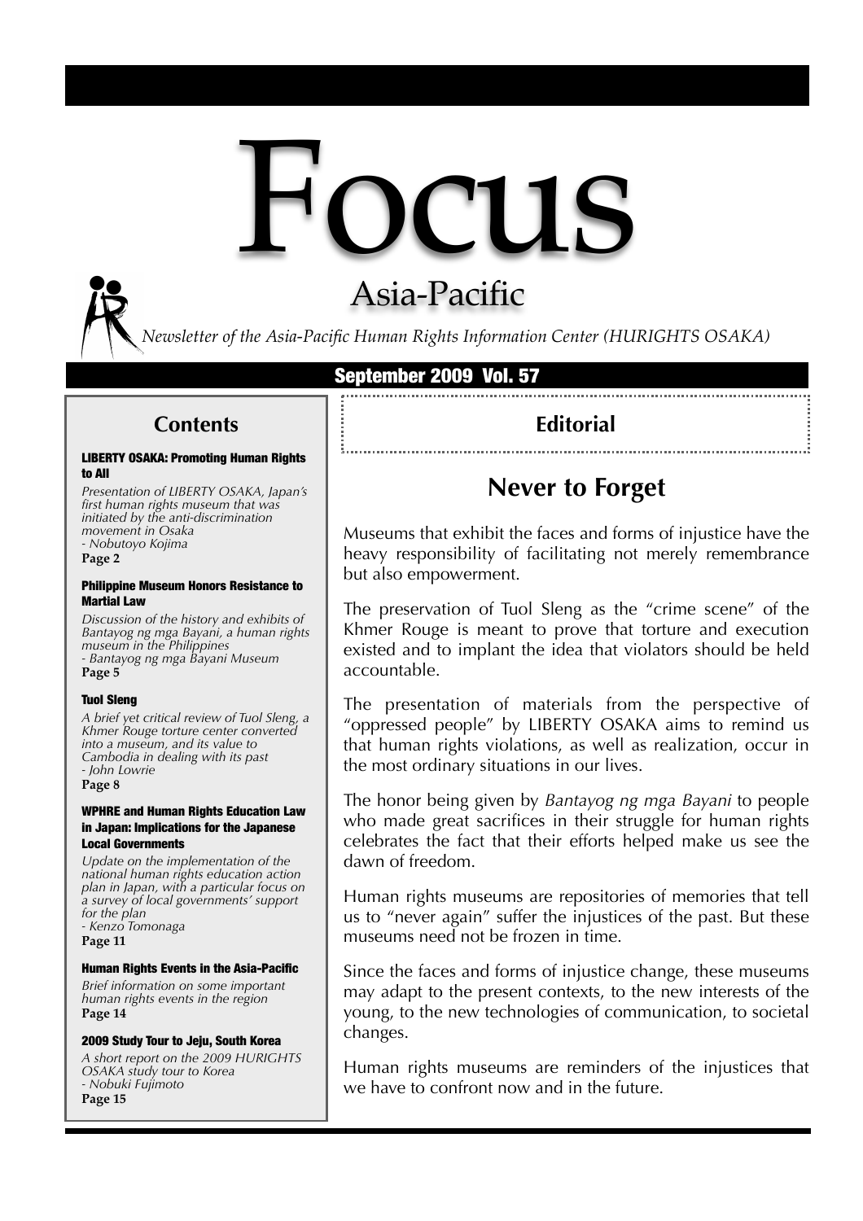# Focus

## Asia-Pacific

*Newsletter of the Asia-Pacific Human Rights Information Center (HURIGHTS OSAKA)*

**September 2009 Vol. 57**

## Contents

**LIBERTY OSAKA: Promoting Human Rights to All**

*Presentation of LIBERTY OSAKA, Japan's first human rights museum that was initiated by the anti-discrimination movement in Osaka*
*- Nobutoyo Kojima*
**Page 2**

**Philippine Museum Honors Resistance to Martial Law**

*Discussion of the history and exhibits of Bantayog ng mga Bayani, a human rights museum in the Philippines*
*- Bantayog ng mga Bayani Museum*
**Page 5**

**Tuol Sleng**

*A brief yet critical review of Tuol Sleng, a Khmer Rouge torture center converted into a museum, and its value to Cambodia in dealing with its past*
*- John Lowrie*
**Page 8**

**WPHRE and Human Rights Education Law in Japan: Implications for the Japanese Local Governments**

*Update on the implementation of the national human rights education action plan in Japan, with a particular focus on a survey of local governments' support for the plan*
*- Kenzo Tomonaga*
**Page 11**

**Human Rights Events in the Asia-Pacific**

*Brief information on some important human rights events in the region*
**Page 14**

**2009 Study Tour to Jeju, South Korea**

*A short report on the 2009 HURIGHTS OSAKA study tour to Korea*
*- Nobuki Fujimoto*
**Page 15**

## Editorial

### Never to Forget

Museums that exhibit the faces and forms of injustice have the heavy responsibility of facilitating not merely remembrance but also empowerment.

The preservation of Tuol Sleng as the "crime scene" of the Khmer Rouge is meant to prove that torture and execution existed and to implant the idea that violators should be held accountable.

The presentation of materials from the perspective of "oppressed people" by LIBERTY OSAKA aims to remind us that human rights violations, as well as realization, occur in the most ordinary situations in our lives.

The honor being given by *Bantayog ng mga Bayani* to people who made great sacrifices in their struggle for human rights celebrates the fact that their efforts helped make us see the dawn of freedom.

Human rights museums are repositories of memories that tell us to "never again" suffer the injustices of the past. But these museums need not be frozen in time.

Since the faces and forms of injustice change, these museums may adapt to the present contexts, to the new interests of the young, to the new technologies of communication, to societal changes.

Human rights museums are reminders of the injustices that we have to confront now and in the future.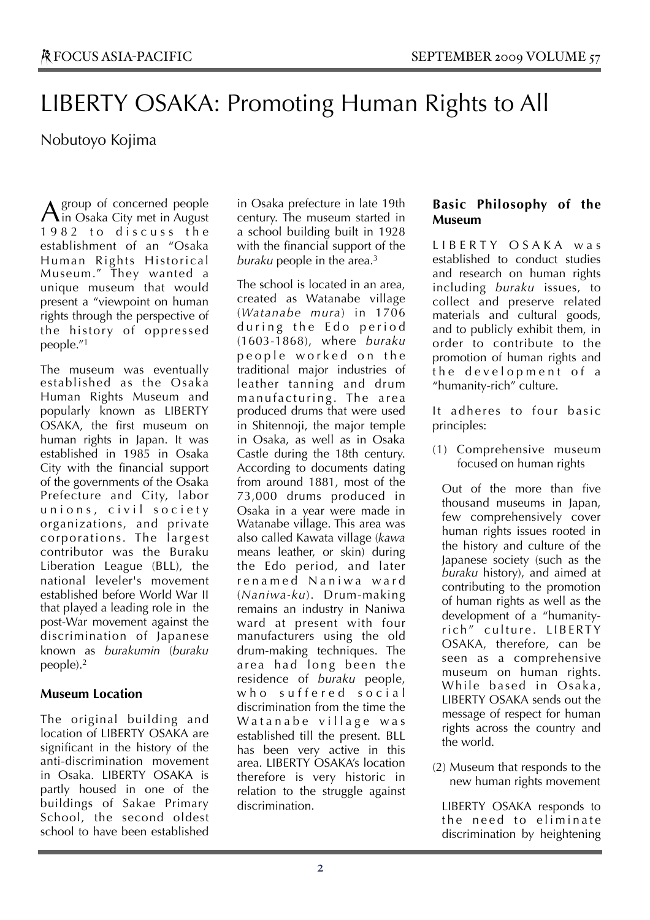# LIBERTY OSAKA: Promoting Human Rights to All

Nobutoyo Kojima

A group of concerned people in Osaka City met in August 1982 to discuss the establishment of an "Osaka Human Rights Historical Museum." They wanted a unique museum that would present a "viewpoint on human rights through the perspective of the history of oppressed people."[1]

The museum was eventually established as the Osaka Human Rights Museum and popularly known as LIBERTY OSAKA, the first museum on human rights in Japan. It was established in 1985 in Osaka City with the financial support of the governments of the Osaka Prefecture and City, labor unions, civil society organizations, and private corporations. The largest contributor was the Buraku Liberation League (BLL), the national leveler's movement established before World War II that played a leading role in the post-War movement against the discrimination of Japanese known as *burakumin* (*buraku* people).[2]

### Museum Location

The original building and location of LIBERTY OSAKA are significant in the history of the anti-discrimination movement in Osaka. LIBERTY OSAKA is partly housed in one of the buildings of Sakae Primary School, the second oldest school to have been established in Osaka prefecture in late 19th century. The museum started in a school building built in 1928 with the financial support of the *buraku* people in the area.[3]

The school is located in an area, created as Watanabe village (*Watanabe mura*) in 1706 during the Edo period (1603-1868), where *buraku* people worked on the traditional major industries of leather tanning and drum manufacturing. The area produced drums that were used in Shitennoji, the major temple in Osaka, as well as in Osaka Castle during the 18th century. According to documents dating from around 1881, most of the 73,000 drums produced in Osaka in a year were made in Watanabe village. This area was also called Kawata village (*kawa* means leather, or skin) during the Edo period, and later renamed Naniwa ward (*Naniwa-ku*). Drum-making remains an industry in Naniwa ward at present with four manufacturers using the old drum-making techniques. The area had long been the residence of *buraku* people, who suffered social discrimination from the time the Watanabe village was established till the present. BLL has been very active in this area. LIBERTY OSAKA's location therefore is very historic in relation to the struggle against discrimination.

### Basic Philosophy of the Museum

LIBERTY OSAKA was established to conduct studies and research on human rights including *buraku* issues, to collect and preserve related materials and cultural goods, and to publicly exhibit them, in order to contribute to the promotion of human rights and the development of a "humanity-rich" culture.

It adheres to four basic principles:

(1) Comprehensive museum focused on human rights

Out of the more than five thousand museums in Japan, few comprehensively cover human rights issues rooted in the history and culture of the Japanese society (such as the *buraku* history), and aimed at contributing to the promotion of human rights as well as the development of a "humanity-rich" culture. LIBERTY OSAKA, therefore, can be seen as a comprehensive museum on human rights. While based in Osaka, LIBERTY OSAKA sends out the message of respect for human rights across the country and the world.

(2) Museum that responds to the new human rights movement

LIBERTY OSAKA responds to the need to eliminate discrimination by heightening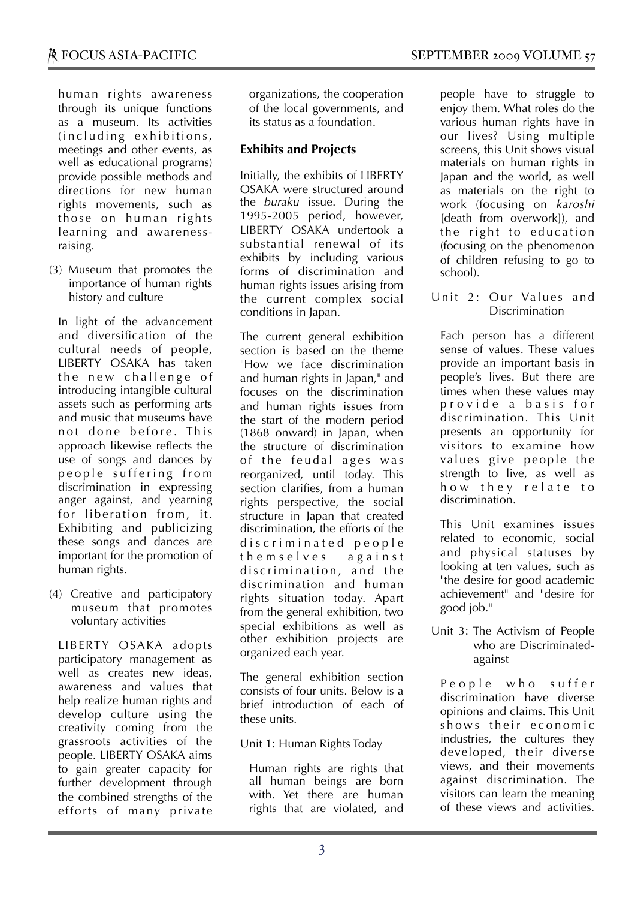human rights awareness through its unique functions as a museum. Its activities (including exhibitions, meetings and other events, as well as educational programs) provide possible methods and directions for new human rights movements, such as those on human rights learning and awareness-raising.

(3) Museum that promotes the importance of human rights history and culture

In light of the advancement and diversification of the cultural needs of people, LIBERTY OSAKA has taken the new challenge of introducing intangible cultural assets such as performing arts and music that museums have not done before. This approach likewise reflects the use of songs and dances by people suffering from discrimination in expressing anger against, and yearning for liberation from, it. Exhibiting and publicizing these songs and dances are important for the promotion of human rights.

(4) Creative and participatory museum that promotes voluntary activities

LIBERTY OSAKA adopts participatory management as well as creates new ideas, awareness and values that help realize human rights and develop culture using the creativity coming from the grassroots activities of the people. LIBERTY OSAKA aims to gain greater capacity for further development through the combined strengths of the efforts of many private organizations, the cooperation of the local governments, and its status as a foundation.

### Exhibits and Projects

Initially, the exhibits of LIBERTY OSAKA were structured around the *buraku* issue. During the 1995-2005 period, however, LIBERTY OSAKA undertook a substantial renewal of its exhibits by including various forms of discrimination and human rights issues arising from the current complex social conditions in Japan.

The current general exhibition section is based on the theme "How we face discrimination and human rights in Japan," and focuses on the discrimination and human rights issues from the start of the modern period (1868 onward) in Japan, when the structure of discrimination of the feudal ages was reorganized, until today. This section clarifies, from a human rights perspective, the social structure in Japan that created discrimination, the efforts of the discriminated people themselves against discrimination, and the discrimination and human rights situation today. Apart from the general exhibition, two special exhibitions as well as other exhibition projects are organized each year.

The general exhibition section consists of four units. Below is a brief introduction of each of these units.

Unit 1: Human Rights Today

Human rights are rights that all human beings are born with. Yet there are human rights that are violated, and people have to struggle to enjoy them. What roles do the various human rights have in our lives? Using multiple screens, this Unit shows visual materials on human rights in Japan and the world, as well as materials on the right to work (focusing on *karoshi* [death from overwork]), and the right to education (focusing on the phenomenon of children refusing to go to school).

Unit 2: Our Values and Discrimination

Each person has a different sense of values. These values provide an important basis in people's lives. But there are times when these values may provide a basis for discrimination. This Unit presents an opportunity for visitors to examine how values give people the strength to live, as well as how they relate to discrimination.

This Unit examines issues related to economic, social and physical statuses by looking at ten values, such as "the desire for good academic achievement" and "desire for good job."

Unit 3: The Activism of People who are Discriminated-against

People who suffer discrimination have diverse opinions and claims. This Unit shows their economic industries, the cultures they developed, their diverse views, and their movements against discrimination. The visitors can learn the meaning of these views and activities.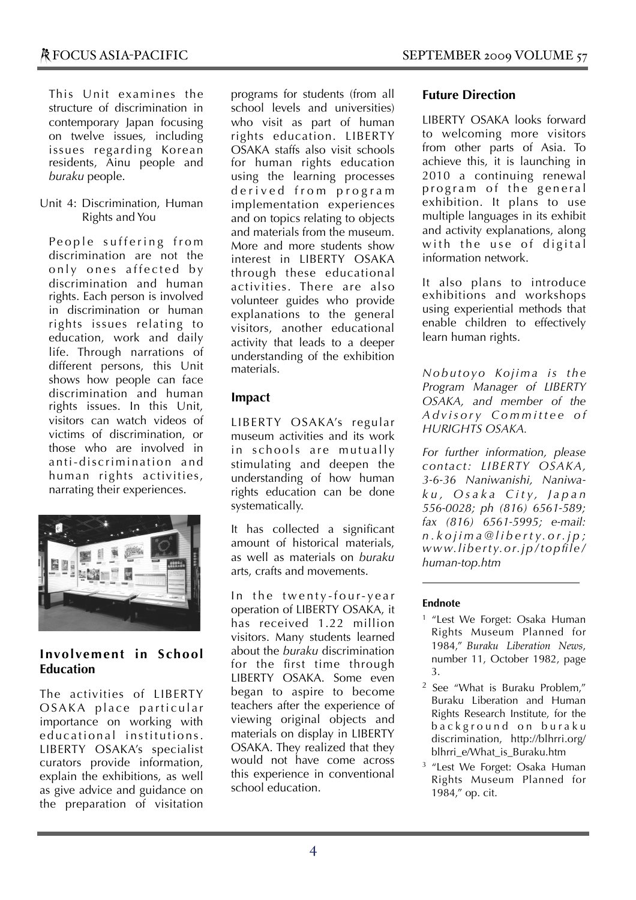This Unit examines the structure of discrimination in contemporary Japan focusing on twelve issues, including issues regarding Korean residents, Ainu people and *buraku* people.

Unit 4: Discrimination, Human Rights and You

People suffering from discrimination are not the only ones affected by discrimination and human rights. Each person is involved in discrimination or human rights issues relating to education, work and daily life. Through narrations of different persons, this Unit shows how people can face discrimination and human rights issues. In this Unit, visitors can watch videos of victims of discrimination, or those who are involved in anti-discrimination and human rights activities, narrating their experiences.

### Involvement in School Education

The activities of LIBERTY OSAKA place particular importance on working with educational institutions. LIBERTY OSAKA's specialist curators provide information, explain the exhibitions, as well as give advice and guidance on the preparation of visitation programs for students (from all school levels and universities) who visit as part of human rights education. LIBERTY OSAKA staffs also visit schools for human rights education using the learning processes derived from program implementation experiences and on topics relating to objects and materials from the museum. More and more students show interest in LIBERTY OSAKA through these educational activities. There are also volunteer guides who provide explanations to the general visitors, another educational activity that leads to a deeper understanding of the exhibition materials.

### Impact

LIBERTY OSAKA's regular museum activities and its work in schools are mutually stimulating and deepen the understanding of how human rights education can be done systematically.

It has collected a significant amount of historical materials, as well as materials on *buraku* arts, crafts and movements.

In the twenty-four-year operation of LIBERTY OSAKA, it has received 1.22 million visitors. Many students learned about the *buraku* discrimination for the first time through LIBERTY OSAKA. Some even began to aspire to become teachers after the experience of viewing original objects and materials on display in LIBERTY OSAKA. They realized that they would not have come across this experience in conventional school education.

### Future Direction

LIBERTY OSAKA looks forward to welcoming more visitors from other parts of Asia. To achieve this, it is launching in 2010 a continuing renewal program of the general exhibition. It plans to use multiple languages in its exhibit and activity explanations, along with the use of digital information network.

It also plans to introduce exhibitions and workshops using experiential methods that enable children to effectively learn human rights.

*Nobutoyo Kojima is the Program Manager of LIBERTY OSAKA, and member of the Advisory Committee of HURIGHTS OSAKA.*

*For further information, please contact: LIBERTY OSAKA, 3-6-36 Naniwanishi, Naniwa-ku, Osaka City, Japan 556-0028; ph (816) 6561-589; fax (816) 6561-5995; e-mail: n.kojima@liberty.or.jp; www.liberty.or.jp/topfile/human-top.htm*

---

#### Endnote

1. "Lest We Forget: Osaka Human Rights Museum Planned for 1984," *Buraku Liberation News*, number 11, October 1982, page 3.
2. See "What is Buraku Problem," Buraku Liberation and Human Rights Research Institute, for the background on buraku discrimination, http://blhrri.org/blhrri_e/What_is_Buraku.htm
3. "Lest We Forget: Osaka Human Rights Museum Planned for 1984," op. cit.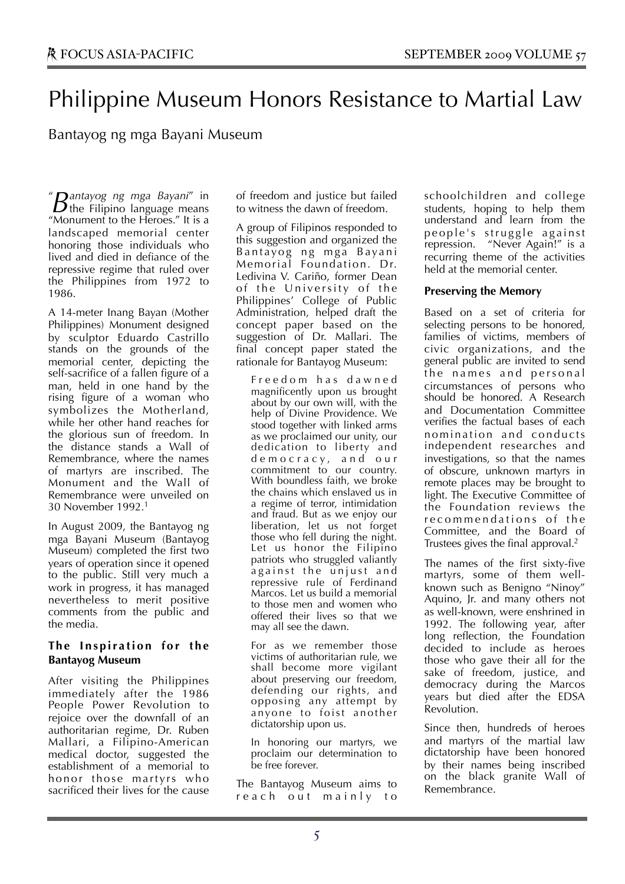# Philippine Museum Honors Resistance to Martial Law

Bantayog ng mga Bayani Museum

"*Bantayog ng mga Bayani*" in the Filipino language means "Monument to the Heroes." It is a landscaped memorial center honoring those individuals who lived and died in defiance of the repressive regime that ruled over the Philippines from 1972 to 1986.

A 14-meter Inang Bayan (Mother Philippines) Monument designed by sculptor Eduardo Castrillo stands on the grounds of the memorial center, depicting the self-sacrifice of a fallen figure of a man, held in one hand by the rising figure of a woman who symbolizes the Motherland, while her other hand reaches for the glorious sun of freedom. In the distance stands a Wall of Remembrance, where the names of martyrs are inscribed. The Monument and the Wall of Remembrance were unveiled on 30 November 1992.[1]

In August 2009, the Bantayog ng mga Bayani Museum (Bantayog Museum) completed the first two years of operation since it opened to the public. Still very much a work in progress, it has managed nevertheless to merit positive comments from the public and the media.

### The Inspiration for the Bantayog Museum

After visiting the Philippines immediately after the 1986 People Power Revolution to rejoice over the downfall of an authoritarian regime, Dr. Ruben Mallari, a Filipino-American medical doctor, suggested the establishment of a memorial to honor those martyrs who sacrificed their lives for the cause of freedom and justice but failed to witness the dawn of freedom.

A group of Filipinos responded to this suggestion and organized the Bantayog ng mga Bayani Memorial Foundation. Dr. Ledivina V. Cariño, former Dean of the University of the Philippines' College of Public Administration, helped draft the concept paper based on the suggestion of Dr. Mallari. The final concept paper stated the rationale for Bantayog Museum:

> Freedom has dawned magnificently upon us brought about by our own will, with the help of Divine Providence. We stood together with linked arms as we proclaimed our unity, our dedication to liberty and democracy, and our commitment to our country. With boundless faith, we broke the chains which enslaved us in a regime of terror, intimidation and fraud. But as we enjoy our liberation, let us not forget those who fell during the night. Let us honor the Filipino patriots who struggled valiantly against the unjust and repressive rule of Ferdinand Marcos. Let us build a memorial to those men and women who offered their lives so that we may all see the dawn.
>
> For as we remember those victims of authoritarian rule, we shall become more vigilant about preserving our freedom, defending our rights, and opposing any attempt by anyone to foist another dictatorship upon us.
>
> In honoring our martyrs, we proclaim our determination to be free forever.

The Bantayog Museum aims to reach out mainly to schoolchildren and college students, hoping to help them understand and learn from the people's struggle against repression. "Never Again!" is a recurring theme of the activities held at the memorial center.

### Preserving the Memory

Based on a set of criteria for selecting persons to be honored, families of victims, members of civic organizations, and the general public are invited to send the names and personal circumstances of persons who should be honored. A Research and Documentation Committee verifies the factual bases of each nomination and conducts independent researches and investigations, so that the names of obscure, unknown martyrs in remote places may be brought to light. The Executive Committee of the Foundation reviews the recommendations of the Committee, and the Board of Trustees gives the final approval.[2]

The names of the first sixty-five martyrs, some of them well-known such as Benigno "Ninoy" Aquino, Jr. and many others not as well-known, were enshrined in 1992. The following year, after long reflection, the Foundation decided to include as heroes those who gave their all for the sake of freedom, justice, and democracy during the Marcos years but died after the EDSA Revolution.

Since then, hundreds of heroes and martyrs of the martial law dictatorship have been honored by their names being inscribed on the black granite Wall of Remembrance.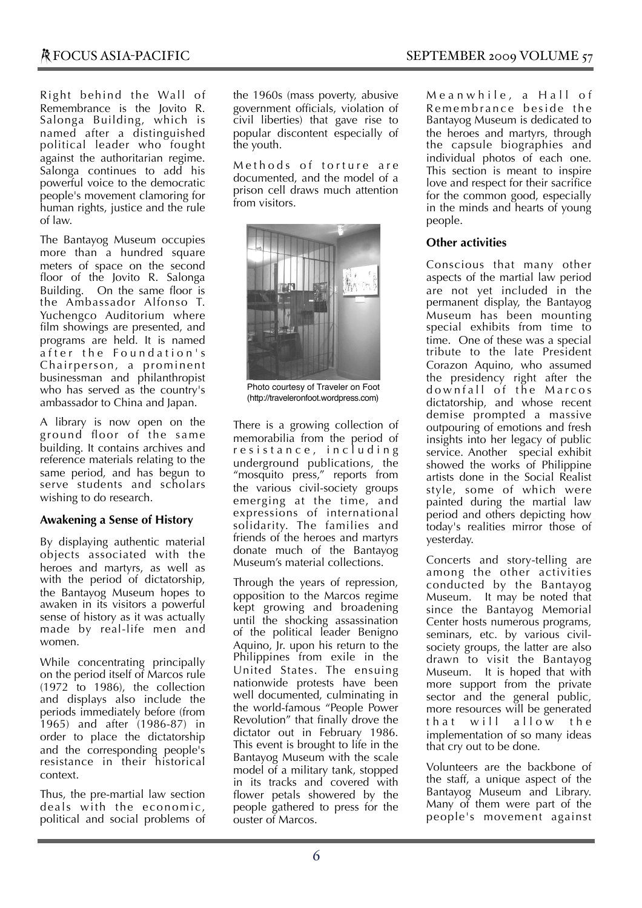Right behind the Wall of Remembrance is the Jovito R. Salonga Building, which is named after a distinguished political leader who fought against the authoritarian regime. Salonga continues to add his powerful voice to the democratic people's movement clamoring for human rights, justice and the rule of law.

The Bantayog Museum occupies more than a hundred square meters of space on the second floor of the Jovito R. Salonga Building. On the same floor is the Ambassador Alfonso T. Yuchengco Auditorium where film showings are presented, and programs are held. It is named after the Foundation's Chairperson, a prominent businessman and philanthropist who has served as the country's ambassador to China and Japan.

A library is now open on the ground floor of the same building. It contains archives and reference materials relating to the same period, and has begun to serve students and scholars wishing to do research.

**Awakening a Sense of History**

By displaying authentic material objects associated with the heroes and martyrs, as well as with the period of dictatorship, the Bantayog Museum hopes to awaken in its visitors a powerful sense of history as it was actually made by real-life men and women.

While concentrating principally on the period itself of Marcos rule (1972 to 1986), the collection and displays also include the periods immediately before (from 1965) and after (1986-87) in order to place the dictatorship and the corresponding people's resistance in their historical context.

Thus, the pre-martial law section deals with the economic, political and social problems of the 1960s (mass poverty, abusive government officials, violation of civil liberties) that gave rise to popular discontent especially of the youth.

Methods of torture are documented, and the model of a prison cell draws much attention from visitors.

Photo courtesy of Traveler on Foot (http://traveleronfoot.wordpress.com)

There is a growing collection of memorabilia from the period of resistance, including underground publications, the "mosquito press," reports from the various civil-society groups emerging at the time, and expressions of international solidarity. The families and friends of the heroes and martyrs donate much of the Bantayog Museum's material collections.

Through the years of repression, opposition to the Marcos regime kept growing and broadening until the shocking assassination of the political leader Benigno Aquino, Jr. upon his return to the Philippines from exile in the United States. The ensuing nationwide protests have been well documented, culminating in the world-famous "People Power Revolution" that finally drove the dictator out in February 1986. This event is brought to life in the Bantayog Museum with the scale model of a military tank, stopped in its tracks and covered with flower petals showered by the people gathered to press for the ouster of Marcos.

Meanwhile, a Hall of Remembrance beside the Bantayog Museum is dedicated to the heroes and martyrs, through the capsule biographies and individual photos of each one. This section is meant to inspire love and respect for their sacrifice for the common good, especially in the minds and hearts of young people.

**Other activities**

Conscious that many other aspects of the martial law period are not yet included in the permanent display, the Bantayog Museum has been mounting special exhibits from time to time. One of these was a special tribute to the late President Corazon Aquino, who assumed the presidency right after the downfall of the Marcos dictatorship, and whose recent demise prompted a massive outpouring of emotions and fresh insights into her legacy of public service. Another special exhibit showed the works of Philippine artists done in the Social Realist style, some of which were painted during the martial law period and others depicting how today's realities mirror those of yesterday.

Concerts and story-telling are among the other activities conducted by the Bantayog Museum. It may be noted that since the Bantayog Memorial Center hosts numerous programs, seminars, etc. by various civil-society groups, the latter are also drawn to visit the Bantayog Museum. It is hoped that with more support from the private sector and the general public, more resources will be generated that will allow the implementation of so many ideas that cry out to be done.

Volunteers are the backbone of the staff, a unique aspect of the Bantayog Museum and Library. Many of them were part of the people's movement against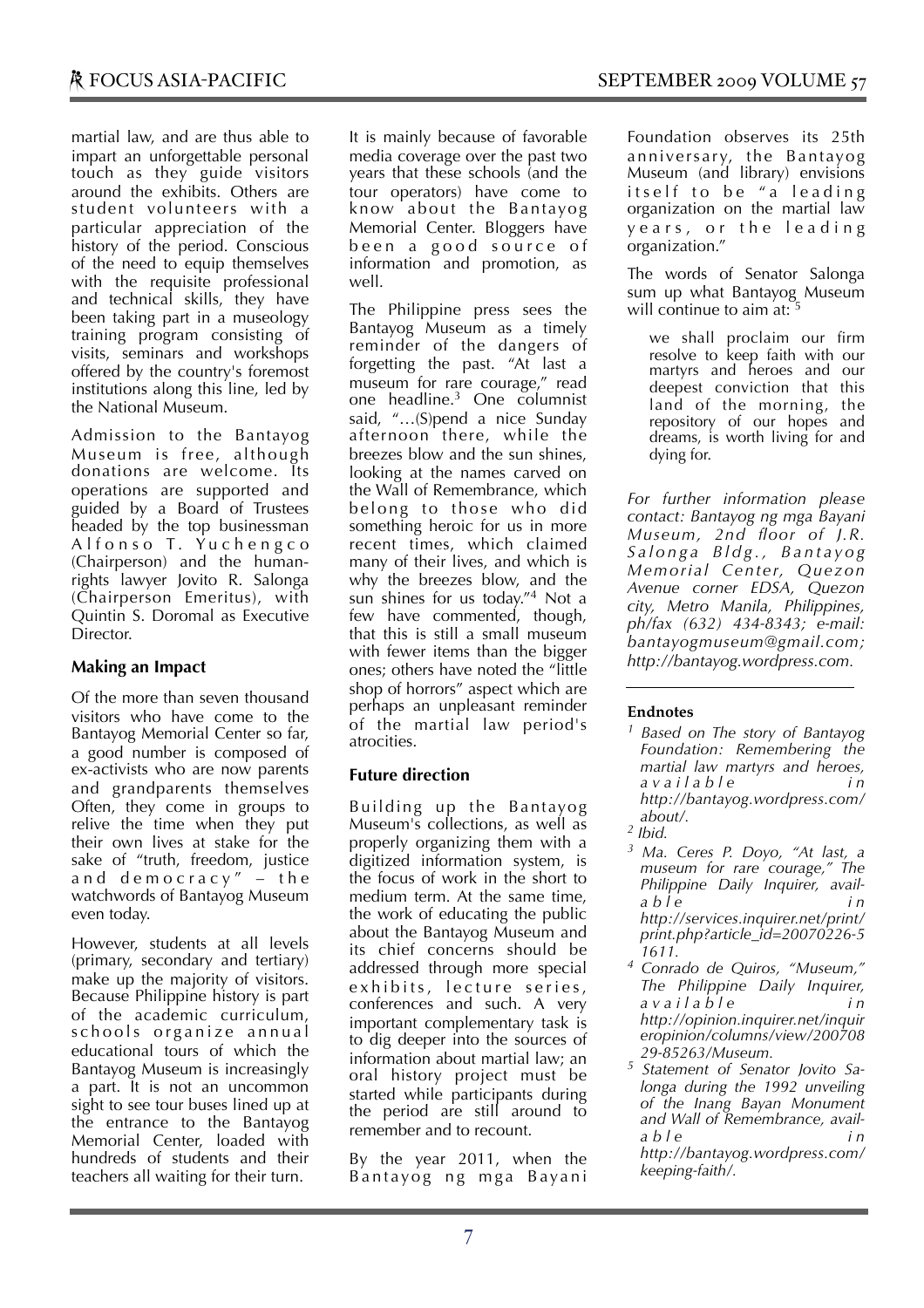martial law, and are thus able to impart an unforgettable personal touch as they guide visitors around the exhibits. Others are student volunteers with a particular appreciation of the history of the period. Conscious of the need to equip themselves with the requisite professional and technical skills, they have been taking part in a museology training program consisting of visits, seminars and workshops offered by the country's foremost institutions along this line, led by the National Museum.

Admission to the Bantayog Museum is free, although donations are welcome. Its operations are supported and guided by a Board of Trustees headed by the top businessman Alfonso T. Yuchengco (Chairperson) and the human-rights lawyer Jovito R. Salonga (Chairperson Emeritus), with Quintin S. Doromal as Executive Director.

### Making an Impact

Of the more than seven thousand visitors who have come to the Bantayog Memorial Center so far, a good number is composed of ex-activists who are now parents and grandparents themselves Often, they come in groups to relive the time when they put their own lives at stake for the sake of "truth, freedom, justice and democracy" – the watchwords of Bantayog Museum even today.

However, students at all levels (primary, secondary and tertiary) make up the majority of visitors. Because Philippine history is part of the academic curriculum, schools organize annual educational tours of which the Bantayog Museum is increasingly a part. It is not an uncommon sight to see tour buses lined up at the entrance to the Bantayog Memorial Center, loaded with hundreds of students and their teachers all waiting for their turn.

It is mainly because of favorable media coverage over the past two years that these schools (and the tour operators) have come to know about the Bantayog Memorial Center. Bloggers have been a good source of information and promotion, as well.

The Philippine press sees the Bantayog Museum as a timely reminder of the dangers of forgetting the past. "At last a museum for rare courage," read one headline.[3] One columnist said, "…(S)pend a nice Sunday afternoon there, while the breezes blow and the sun shines, looking at the names carved on the Wall of Remembrance, which belong to those who did something heroic for us in more recent times, which claimed many of their lives, and which is why the breezes blow, and the sun shines for us today."[4] Not a few have commented, though, that this is still a small museum with fewer items than the bigger ones; others have noted the "little shop of horrors" aspect which are perhaps an unpleasant reminder of the martial law period's atrocities.

### Future direction

Building up the Bantayog Museum's collections, as well as properly organizing them with a digitized information system, is the focus of work in the short to medium term. At the same time, the work of educating the public about the Bantayog Museum and its chief concerns should be addressed through more special exhibits, lecture series, conferences and such. A very important complementary task is to dig deeper into the sources of information about martial law; an oral history project must be started while participants during the period are still around to remember and to recount.

By the year 2011, when the Bantayog ng mga Bayani Foundation observes its 25th anniversary, the Bantayog Museum (and library) envisions itself to be "a leading organization on the martial law years, or the leading organization."

The words of Senator Salonga sum up what Bantayog Museum will continue to aim at: [5]

> we shall proclaim our firm resolve to keep faith with our martyrs and heroes and our deepest conviction that this land of the morning, the repository of our hopes and dreams, is worth living for and dying for.

*For further information please contact: Bantayog ng mga Bayani Museum, 2nd floor of J.R. Salonga Bldg., Bantayog Memorial Center, Quezon Avenue corner EDSA, Quezon city, Metro Manila, Philippines, ph/fax (632) 434-8343; e-mail: bantayogmuseum@gmail.com; http://bantayog.wordpress.com.*

---

#### Endnotes

[1] *Based on The story of Bantayog Foundation: Remembering the martial law martyrs and heroes, available in http://bantayog.wordpress.com/about/.*

[2] *Ibid.*

[3] *Ma. Ceres P. Doyo, "At last, a museum for rare courage," The Philippine Daily Inquirer, available in http://services.inquirer.net/print/print.php?article_id=20070226-51611.*

[4] *Conrado de Quiros, "Museum," The Philippine Daily Inquirer, available in http://opinion.inquirer.net/inquireropinion/columns/view/20070829-85263/Museum.*

[5] *Statement of Senator Jovito Salonga during the 1992 unveiling of the Inang Bayan Monument and Wall of Remembrance, available in http://bantayog.wordpress.com/keeping-faith/.*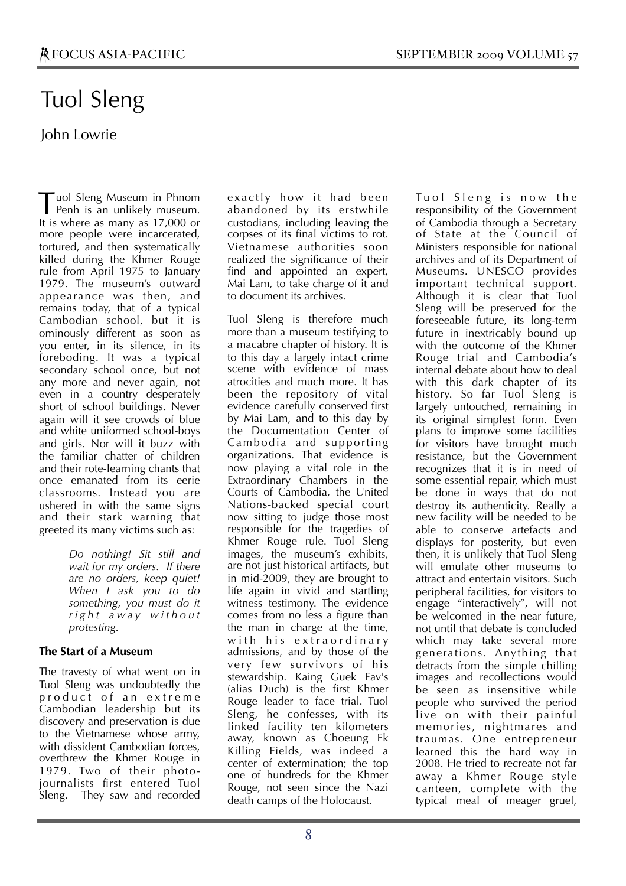# Tuol Sleng

John Lowrie

Tuol Sleng Museum in Phnom Penh is an unlikely museum. It is where as many as 17,000 or more people were incarcerated, tortured, and then systematically killed during the Khmer Rouge rule from April 1975 to January 1979. The museum's outward appearance was then, and remains today, that of a typical Cambodian school, but it is ominously different as soon as you enter, in its silence, in its foreboding. It was a typical secondary school once, but not any more and never again, not even in a country desperately short of school buildings. Never again will it see crowds of blue and white uniformed school-boys and girls. Nor will it buzz with the familiar chatter of children and their rote-learning chants that once emanated from its eerie classrooms. Instead you are ushered in with the same signs and their stark warning that greeted its many victims such as:

> *Do nothing! Sit still and wait for my orders. If there are no orders, keep quiet! When I ask you to do something, you must do it right away without protesting.*

### The Start of a Museum

The travesty of what went on in Tuol Sleng was undoubtedly the product of an extreme Cambodian leadership but its discovery and preservation is due to the Vietnamese whose army, with dissident Cambodian forces, overthrew the Khmer Rouge in 1979. Two of their photo-journalists first entered Tuol Sleng. They saw and recorded exactly how it had been abandoned by its erstwhile custodians, including leaving the corpses of its final victims to rot. Vietnamese authorities soon realized the significance of their find and appointed an expert, Mai Lam, to take charge of it and to document its archives.

Tuol Sleng is therefore much more than a museum testifying to a macabre chapter of history. It is to this day a largely intact crime scene with evidence of mass atrocities and much more. It has been the repository of vital evidence carefully conserved first by Mai Lam, and to this day by the Documentation Center of Cambodia and supporting organizations. That evidence is now playing a vital role in the Extraordinary Chambers in the Courts of Cambodia, the United Nations-backed special court now sitting to judge those most responsible for the tragedies of Khmer Rouge rule. Tuol Sleng images, the museum's exhibits, are not just historical artifacts, but in mid-2009, they are brought to life again in vivid and startling witness testimony. The evidence comes from no less a figure than the man in charge at the time, with his extraordinary admissions, and by those of the very few survivors of his stewardship. Kaing Guek Eav's (alias Duch) is the first Khmer Rouge leader to face trial. Tuol Sleng, he confesses, with its linked facility ten kilometers away, known as Choeung Ek Killing Fields, was indeed a center of extermination; the top one of hundreds for the Khmer Rouge, not seen since the Nazi death camps of the Holocaust.

Tuol Sleng is now the responsibility of the Government of Cambodia through a Secretary of State at the Council of Ministers responsible for national archives and of its Department of Museums. UNESCO provides important technical support. Although it is clear that Tuol Sleng will be preserved for the foreseeable future, its long-term future in inextricably bound up with the outcome of the Khmer Rouge trial and Cambodia's internal debate about how to deal with this dark chapter of its history. So far Tuol Sleng is largely untouched, remaining in its original simplest form. Even plans to improve some facilities for visitors have brought much resistance, but the Government recognizes that it is in need of some essential repair, which must be done in ways that do not destroy its authenticity. Really a new facility will be needed to be able to conserve artefacts and displays for posterity, but even then, it is unlikely that Tuol Sleng will emulate other museums to attract and entertain visitors. Such peripheral facilities, for visitors to engage "interactively", will not be welcomed in the near future, not until that debate is concluded which may take several more generations. Anything that detracts from the simple chilling images and recollections would be seen as insensitive while people who survived the period live on with their painful memories, nightmares and traumas. One entrepreneur learned this the hard way in 2008. He tried to recreate not far away a Khmer Rouge style canteen, complete with the typical meal of meager gruel,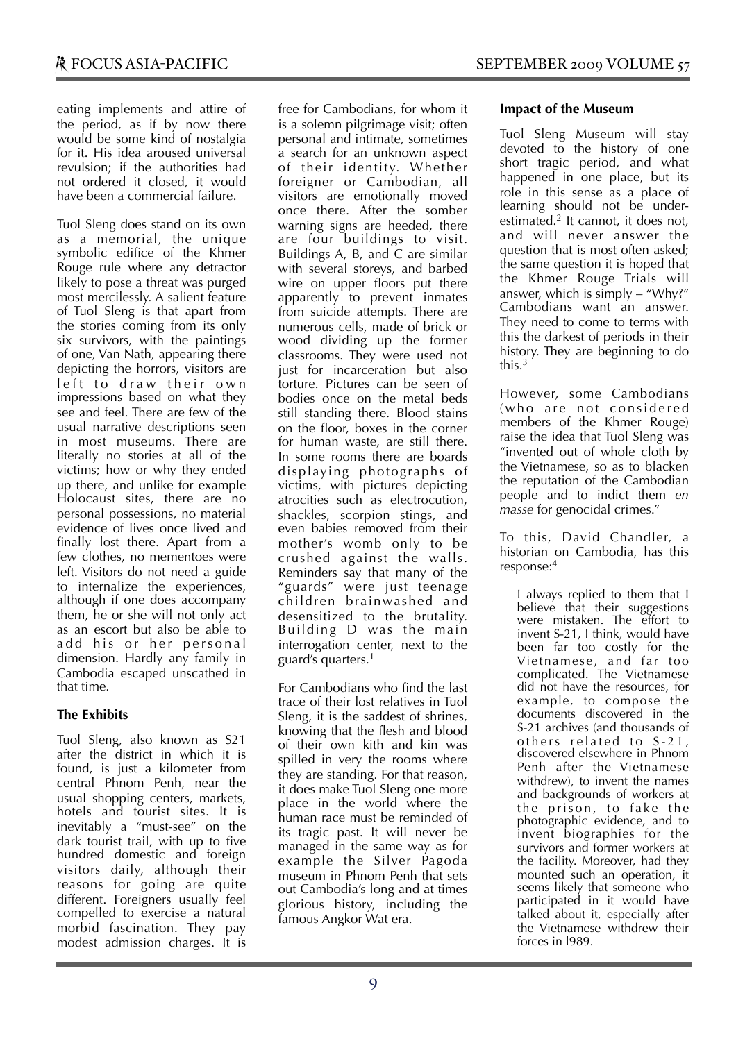eating implements and attire of the period, as if by now there would be some kind of nostalgia for it. His idea aroused universal revulsion; if the authorities had not ordered it closed, it would have been a commercial failure.

Tuol Sleng does stand on its own as a memorial, the unique symbolic edifice of the Khmer Rouge rule where any detractor likely to pose a threat was purged most mercilessly. A salient feature of Tuol Sleng is that apart from the stories coming from its only six survivors, with the paintings of one, Van Nath, appearing there depicting the horrors, visitors are left to draw their own impressions based on what they see and feel. There are few of the usual narrative descriptions seen in most museums. There are literally no stories at all of the victims; how or why they ended up there, and unlike for example Holocaust sites, there are no personal possessions, no material evidence of lives once lived and finally lost there. Apart from a few clothes, no mementoes were left. Visitors do not need a guide to internalize the experiences, although if one does accompany them, he or she will not only act as an escort but also be able to add his or her personal dimension. Hardly any family in Cambodia escaped unscathed in that time.

### The Exhibits

Tuol Sleng, also known as S21 after the district in which it is found, is just a kilometer from central Phnom Penh, near the usual shopping centers, markets, hotels and tourist sites. It is inevitably a "must-see" on the dark tourist trail, with up to five hundred domestic and foreign visitors daily, although their reasons for going are quite different. Foreigners usually feel compelled to exercise a natural morbid fascination. They pay modest admission charges. It is free for Cambodians, for whom it is a solemn pilgrimage visit; often personal and intimate, sometimes a search for an unknown aspect of their identity. Whether foreigner or Cambodian, all visitors are emotionally moved once there. After the somber warning signs are heeded, there are four buildings to visit. Buildings A, B, and C are similar with several storeys, and barbed wire on upper floors put there apparently to prevent inmates from suicide attempts. There are numerous cells, made of brick or wood dividing up the former classrooms. They were used not just for incarceration but also torture. Pictures can be seen of bodies once on the metal beds still standing there. Blood stains on the floor, boxes in the corner for human waste, are still there. In some rooms there are boards displaying photographs of victims, with pictures depicting atrocities such as electrocution, shackles, scorpion stings, and even babies removed from their mother's womb only to be crushed against the walls. Reminders say that many of the "guards" were just teenage children brainwashed and desensitized to the brutality. Building D was the main interrogation center, next to the guard's quarters.[1]

For Cambodians who find the last trace of their lost relatives in Tuol Sleng, it is the saddest of shrines, knowing that the flesh and blood of their own kith and kin was spilled in very the rooms where they are standing. For that reason, it does make Tuol Sleng one more place in the world where the human race must be reminded of its tragic past. It will never be managed in the same way as for example the Silver Pagoda museum in Phnom Penh that sets out Cambodia's long and at times glorious history, including the famous Angkor Wat era.

### Impact of the Museum

Tuol Sleng Museum will stay devoted to the history of one short tragic period, and what happened in one place, but its role in this sense as a place of learning should not be underestimated.[2] It cannot, it does not, and will never answer the question that is most often asked; the same question it is hoped that the Khmer Rouge Trials will answer, which is simply – "Why?" Cambodians want an answer. They need to come to terms with this the darkest of periods in their history. They are beginning to do this.[3]

However, some Cambodians (who are not considered members of the Khmer Rouge) raise the idea that Tuol Sleng was "invented out of whole cloth by the Vietnamese, so as to blacken the reputation of the Cambodian people and to indict them *en masse* for genocidal crimes."

To this, David Chandler, a historian on Cambodia, has this response:[4]

> I always replied to them that I believe that their suggestions were mistaken. The effort to invent S-21, I think, would have been far too costly for the Vietnamese, and far too complicated. The Vietnamese did not have the resources, for example, to compose the documents discovered in the S-21 archives (and thousands of others related to S-21, discovered elsewhere in Phnom Penh after the Vietnamese withdrew), to invent the names and backgrounds of workers at the prison, to fake the photographic evidence, and to invent biographies for the survivors and former workers at the facility. Moreover, had they mounted such an operation, it seems likely that someone who participated in it would have talked about it, especially after the Vietnamese withdrew their forces in l989.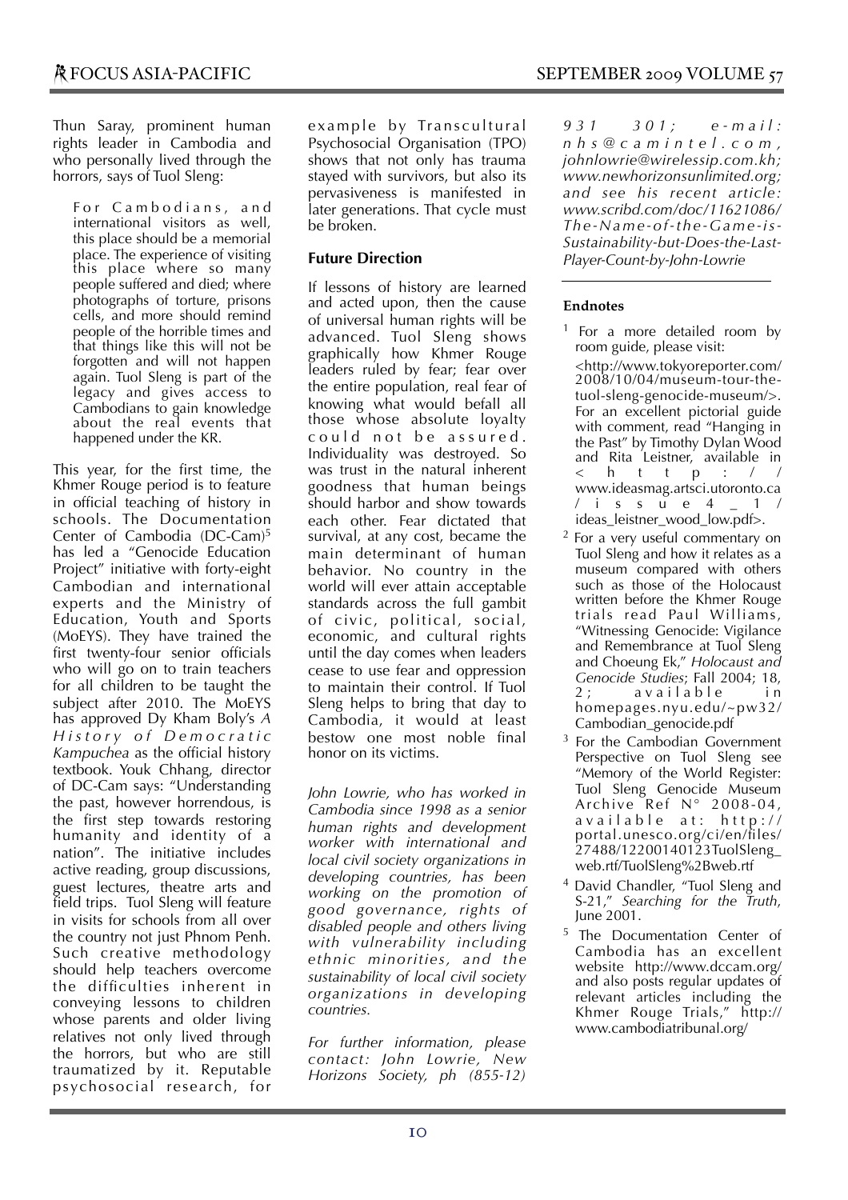Thun Saray, prominent human rights leader in Cambodia and who personally lived through the horrors, says of Tuol Sleng:

> For Cambodians, and international visitors as well, this place should be a memorial place. The experience of visiting this place where so many people suffered and died; where photographs of torture, prisons cells, and more should remind people of the horrible times and that things like this will not be forgotten and will not happen again. Tuol Sleng is part of the legacy and gives access to Cambodians to gain knowledge about the real events that happened under the KR.

This year, for the first time, the Khmer Rouge period is to feature in official teaching of history in schools. The Documentation Center of Cambodia (DC-Cam)[5] has led a "Genocide Education Project" initiative with forty-eight Cambodian and international experts and the Ministry of Education, Youth and Sports (MoEYS). They have trained the first twenty-four senior officials who will go on to train teachers for all children to be taught the subject after 2010. The MoEYS has approved Dy Kham Boly's *A History of Democratic Kampuchea* as the official history textbook. Youk Chhang, director of DC-Cam says: "Understanding the past, however horrendous, is the first step towards restoring humanity and identity of a nation". The initiative includes active reading, group discussions, guest lectures, theatre arts and field trips. Tuol Sleng will feature in visits for schools from all over the country not just Phnom Penh. Such creative methodology should help teachers overcome the difficulties inherent in conveying lessons to children whose parents and older living relatives not only lived through the horrors, but who are still traumatized by it. Reputable psychosocial research, for example by Transcultural Psychosocial Organisation (TPO) shows that not only has trauma stayed with survivors, but also its pervasiveness is manifested in later generations. That cycle must be broken.

## Future Direction

If lessons of history are learned and acted upon, then the cause of universal human rights will be advanced. Tuol Sleng shows graphically how Khmer Rouge leaders ruled by fear; fear over the entire population, real fear of knowing what would befall all those whose absolute loyalty could not be assured. Individuality was destroyed. So was trust in the natural inherent goodness that human beings should harbor and show towards each other. Fear dictated that survival, at any cost, became the main determinant of human behavior. No country in the world will ever attain acceptable standards across the full gambit of civic, political, social, economic, and cultural rights until the day comes when leaders cease to use fear and oppression to maintain their control. If Tuol Sleng helps to bring that day to Cambodia, it would at least bestow one most noble final honor on its victims.

*John Lowrie, who has worked in Cambodia since 1998 as a senior human rights and development worker with international and local civil society organizations in developing countries, has been working on the promotion of good governance, rights of disabled people and others living with vulnerability including ethnic minorities, and the sustainability of local civil society organizations in developing countries.*

*For further information, please contact: John Lowrie, New Horizons Society, ph (855-12) 931 301; e-mail: nhs@camintel.com, johnlowrie@wirelessip.com.kh; www.newhorizonsunlimited.org; and see his recent article: www.scribd.com/doc/11621086/The-Name-of-the-Game-is-Sustainability-but-Does-the-Last-Player-Count-by-John-Lowrie*

---

### Endnotes

1 For a more detailed room by room guide, please visit: <http://www.tokyoreporter.com/2008/10/04/museum-tour-the-tuol-sleng-genocide-museum/>. For an excellent pictorial guide with comment, read "Hanging in the Past" by Timothy Dylan Wood and Rita Leistner, available in <http://www.ideasmag.artsci.utoronto.ca/issue4_1/ideas_leistner_wood_low.pdf>.

2 For a very useful commentary on Tuol Sleng and how it relates as a museum compared with others such as those of the Holocaust written before the Khmer Rouge trials read Paul Williams, "Witnessing Genocide: Vigilance and Remembrance at Tuol Sleng and Choeung Ek," *Holocaust and Genocide Studies*; Fall 2004; 18, 2; available in homepages.nyu.edu/~pw32/Cambodian_genocide.pdf

3 For the Cambodian Government Perspective on Tuol Sleng see "Memory of the World Register: Tuol Sleng Genocide Museum Archive Ref N° 2008-04, available at: http://portal.unesco.org/ci/en/files/27488/12200140123TuolSleng_web.rtf/TuolSleng%2Bweb.rtf

4 David Chandler, "Tuol Sleng and S-21," *Searching for the Truth*, June 2001.

5 The Documentation Center of Cambodia has an excellent website http://www.dccam.org/ and also posts regular updates of relevant articles including the Khmer Rouge Trials," http://www.cambodiatribunal.org/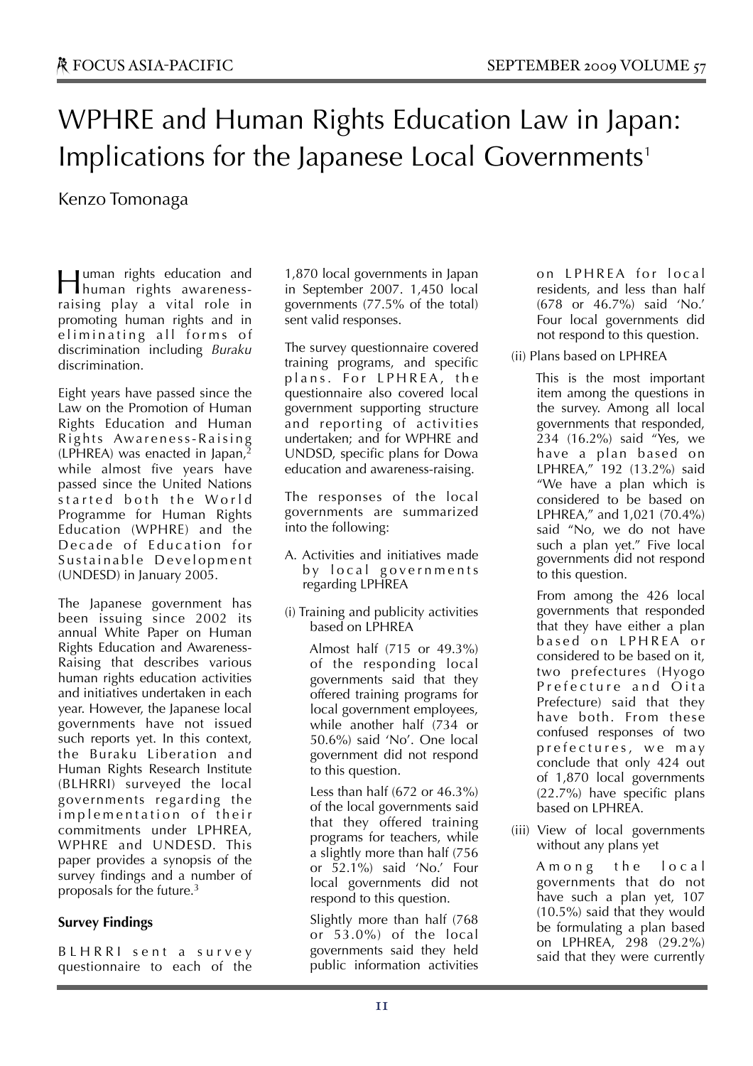# WPHRE and Human Rights Education Law in Japan: Implications for the Japanese Local Governments[1]

Kenzo Tomonaga

Human rights education and human rights awareness-raising play a vital role in promoting human rights and in eliminating all forms of discrimination including *Buraku* discrimination.

Eight years have passed since the Law on the Promotion of Human Rights Education and Human Rights Awareness-Raising (LPHREA) was enacted in Japan,[2] while almost five years have passed since the United Nations started both the World Programme for Human Rights Education (WPHRE) and the Decade of Education for Sustainable Development (UNDESD) in January 2005.

The Japanese government has been issuing since 2002 its annual White Paper on Human Rights Education and Awareness-Raising that describes various human rights education activities and initiatives undertaken in each year. However, the Japanese local governments have not issued such reports yet. In this context, the Buraku Liberation and Human Rights Research Institute (BLHRRI) surveyed the local governments regarding the implementation of their commitments under LPHREA, WPHRE and UNDESD. This paper provides a synopsis of the survey findings and a number of proposals for the future.[3]

**Survey Findings**

BLHRRI sent a survey questionnaire to each of the 1,870 local governments in Japan in September 2007. 1,450 local governments (77.5% of the total) sent valid responses.

The survey questionnaire covered training programs, and specific plans. For LPHREA, the questionnaire also covered local government supporting structure and reporting of activities undertaken; and for WPHRE and UNSDSD, specific plans for Dowa education and awareness-raising.

The responses of the local governments are summarized into the following:

A. Activities and initiatives made by local governments regarding LPHREA

(i) Training and publicity activities based on LPHREA

Almost half (715 or 49.3%) of the responding local governments said that they offered training programs for local government employees, while another half (734 or 50.6%) said 'No'. One local government did not respond to this question.

Less than half (672 or 46.3%) of the local governments said that they offered training programs for teachers, while a slightly more than half (756 or 52.1%) said 'No.' Four local governments did not respond to this question.

Slightly more than half (768 or 53.0%) of the local governments said they held public information activities on LPHREA for local residents, and less than half (678 or 46.7%) said 'No.' Four local governments did not respond to this question.

(ii) Plans based on LPHREA

This is the most important item among the questions in the survey. Among all local governments that responded, 234 (16.2%) said "Yes, we have a plan based on LPHREA," 192 (13.2%) said "We have a plan which is considered to be based on LPHREA," and 1,021 (70.4%) said "No, we do not have such a plan yet." Five local governments did not respond to this question.

From among the 426 local governments that responded that they have either a plan based on LPHREA or considered to be based on it, two prefectures (Hyogo Prefecture and Oita Prefecture) said that they have both. From these confused responses of two prefectures, we may conclude that only 424 out of 1,870 local governments (22.7%) have specific plans based on LPHREA.

(iii) View of local governments without any plans yet

Among the local governments that do not have such a plan yet, 107 (10.5%) said that they would be formulating a plan based on LPHREA, 298 (29.2%) said that they were currently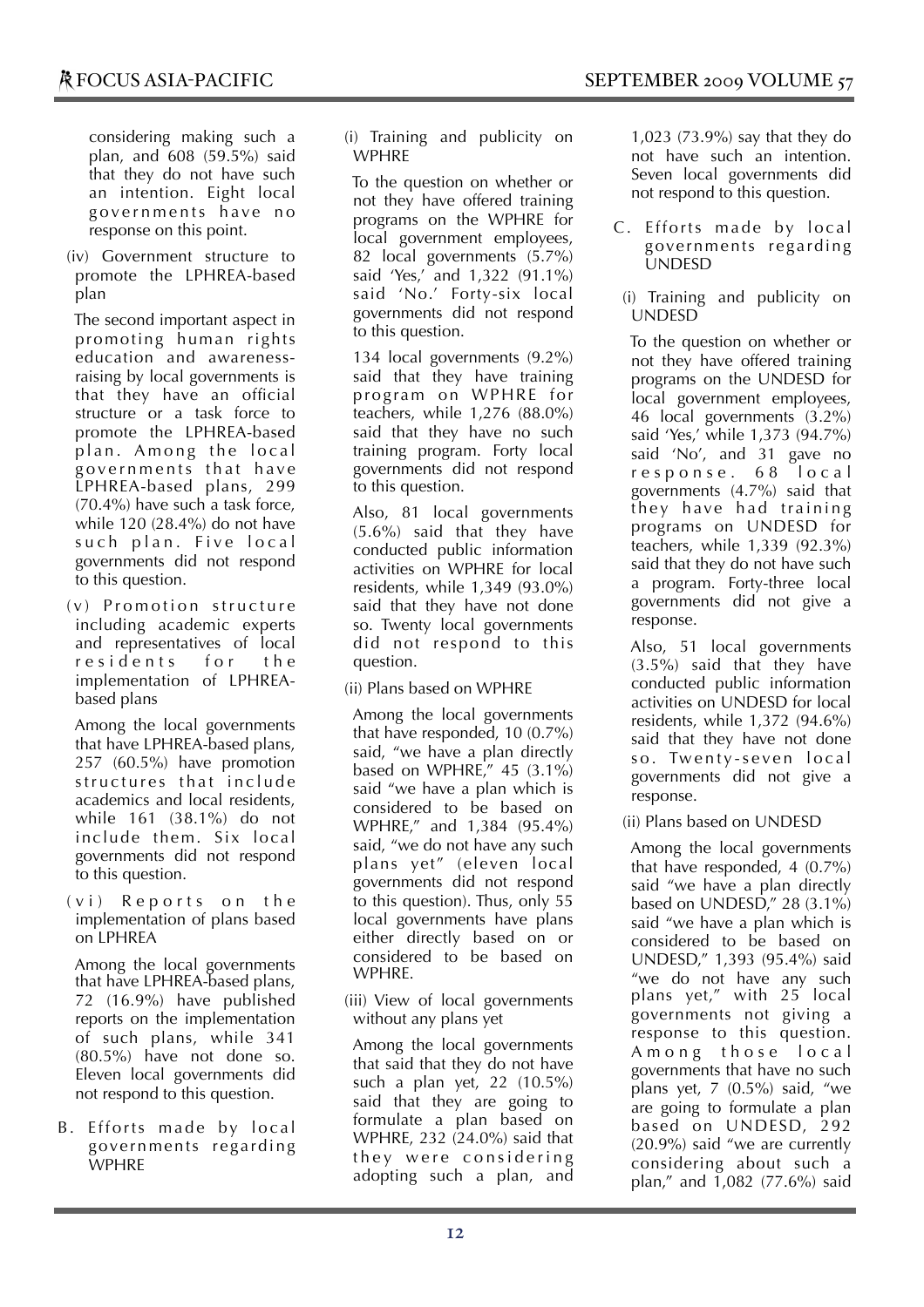considering making such a plan, and 608 (59.5%) said that they do not have such an intention. Eight local governments have no response on this point.

(iv) Government structure to promote the LPHREA-based plan

The second important aspect in promoting human rights education and awareness-raising by local governments is that they have an official structure or a task force to promote the LPHREA-based plan. Among the local governments that have LPHREA-based plans, 299 (70.4%) have such a task force, while 120 (28.4%) do not have such plan. Five local governments did not respond to this question.

(v) Promotion structure including academic experts and representatives of local residents for the implementation of LPHREA-based plans

Among the local governments that have LPHREA-based plans, 257 (60.5%) have promotion structures that include academics and local residents, while 161 (38.1%) do not include them. Six local governments did not respond to this question.

(vi) Reports on the implementation of plans based on LPHREA

Among the local governments that have LPHREA-based plans, 72 (16.9%) have published reports on the implementation of such plans, while 341 (80.5%) have not done so. Eleven local governments did not respond to this question.

B. Efforts made by local governments regarding WPHRE

(i) Training and publicity on WPHRE

To the question on whether or not they have offered training programs on the WPHRE for local government employees, 82 local governments (5.7%) said 'Yes,' and 1,322 (91.1%) said 'No.' Forty-six local governments did not respond to this question.

134 local governments (9.2%) said that they have training program on WPHRE for teachers, while 1,276 (88.0%) said that they have no such training program. Forty local governments did not respond to this question.

Also, 81 local governments (5.6%) said that they have conducted public information activities on WPHRE for local residents, while 1,349 (93.0%) said that they have not done so. Twenty local governments did not respond to this question.

(ii) Plans based on WPHRE

Among the local governments that have responded, 10 (0.7%) said, "we have a plan directly based on WPHRE," 45 (3.1%) said "we have a plan which is considered to be based on WPHRE," and 1,384 (95.4%) said, "we do not have any such plans yet" (eleven local governments did not respond to this question). Thus, only 55 local governments have plans either directly based on or considered to be based on WPHRE.

(iii) View of local governments without any plans yet

Among the local governments that said that they do not have such a plan yet, 22 (10.5%) said that they are going to formulate a plan based on WPHRE, 232 (24.0%) said that they were considering adopting such a plan, and 1,023 (73.9%) say that they do not have such an intention. Seven local governments did not respond to this question.

C. Efforts made by local governments regarding UNDESD

(i) Training and publicity on UNDESD

To the question on whether or not they have offered training programs on the UNDESD for local government employees, 46 local governments (3.2%) said 'Yes,' while 1,373 (94.7%) said 'No', and 31 gave no response. 68 local governments (4.7%) said that they have had training programs on UNDESD for teachers, while 1,339 (92.3%) said that they do not have such a program. Forty-three local governments did not give a response.

Also, 51 local governments (3.5%) said that they have conducted public information activities on UNDESD for local residents, while 1,372 (94.6%) said that they have not done so. Twenty-seven local governments did not give a response.

(ii) Plans based on UNDESD

Among the local governments that have responded, 4 (0.7%) said "we have a plan directly based on UNDESD," 28 (3.1%) said "we have a plan which is considered to be based on UNDESD," 1,393 (95.4%) said "we do not have any such plans yet," with 25 local governments not giving a response to this question. Among those local governments that have no such plans yet, 7 (0.5%) said, "we are going to formulate a plan based on UNDESD, 292 (20.9%) said "we are currently considering about such a plan," and 1,082 (77.6%) said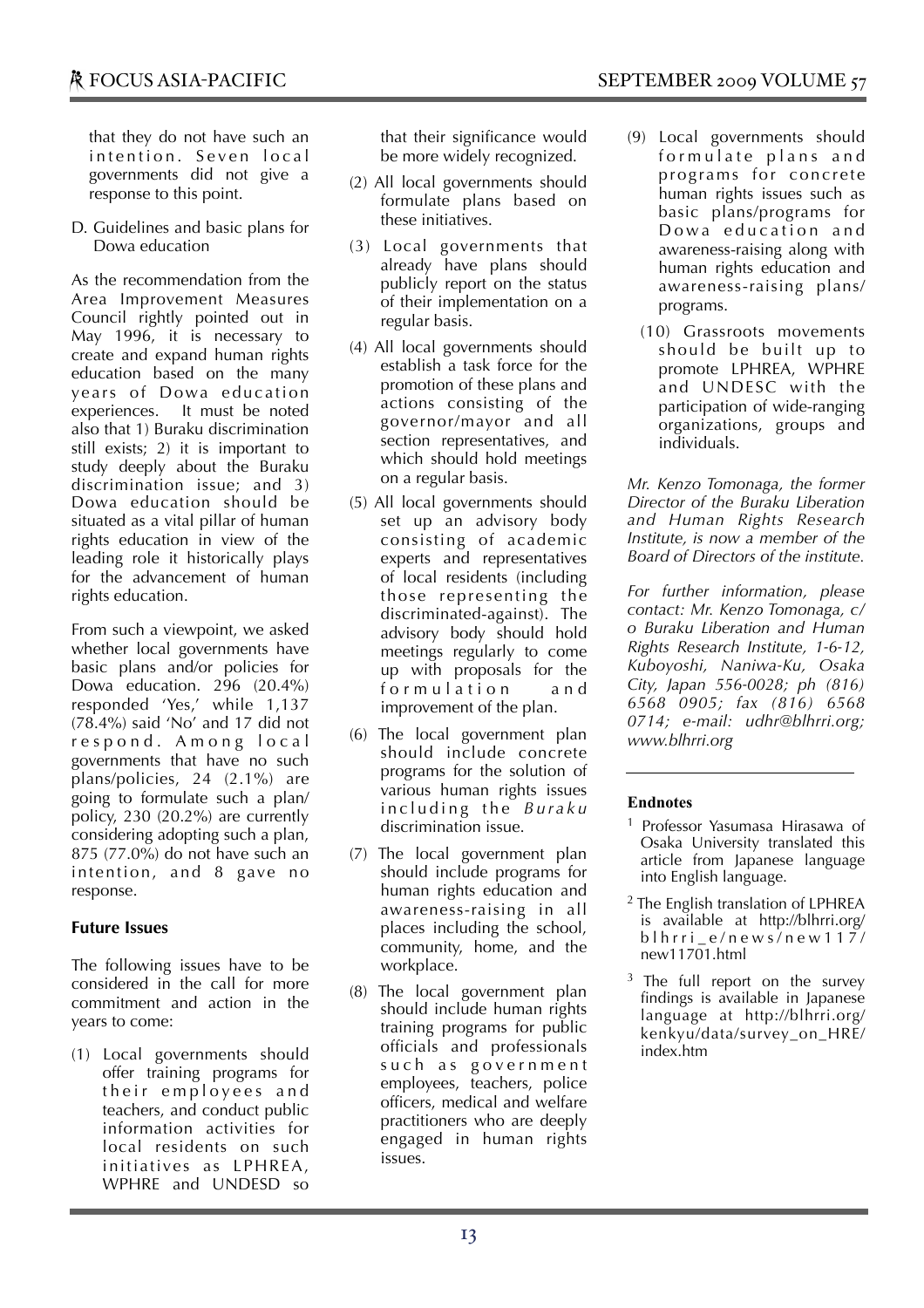that they do not have such an intention. Seven local governments did not give a response to this point.

D. Guidelines and basic plans for Dowa education

As the recommendation from the Area Improvement Measures Council rightly pointed out in May 1996, it is necessary to create and expand human rights education based on the many years of Dowa education experiences. It must be noted also that 1) Buraku discrimination still exists; 2) it is important to study deeply about the Buraku discrimination issue; and 3) Dowa education should be situated as a vital pillar of human rights education in view of the leading role it historically plays for the advancement of human rights education.

From such a viewpoint, we asked whether local governments have basic plans and/or policies for Dowa education. 296 (20.4%) responded 'Yes,' while 1,137 (78.4%) said 'No' and 17 did not respond. Among local governments that have no such plans/policies, 24 (2.1%) are going to formulate such a plan/policy, 230 (20.2%) are currently considering adopting such a plan, 875 (77.0%) do not have such an intention, and 8 gave no response.

### Future Issues

The following issues have to be considered in the call for more commitment and action in the years to come:

(1) Local governments should offer training programs for their employees and teachers, and conduct public information activities for local residents on such initiatives as LPHREA, WPHRE and UNDESD so that their significance would be more widely recognized.

(2) All local governments should formulate plans based on these initiatives.

(3) Local governments that already have plans should publicly report on the status of their implementation on a regular basis.

(4) All local governments should establish a task force for the promotion of these plans and actions consisting of the governor/mayor and all section representatives, and which should hold meetings on a regular basis.

(5) All local governments should set up an advisory body consisting of academic experts and representatives of local residents (including those representing the discriminated-against). The advisory body should hold meetings regularly to come up with proposals for the formulation and improvement of the plan.

(6) The local government plan should include concrete programs for the solution of various human rights issues including the *Buraku* discrimination issue.

(7) The local government plan should include programs for human rights education and awareness-raising in all places including the school, community, home, and the workplace.

(8) The local government plan should include human rights training programs for public officials and professionals such as government employees, teachers, police officers, medical and welfare practitioners who are deeply engaged in human rights issues.

(9) Local governments should formulate plans and programs for concrete human rights issues such as basic plans/programs for Dowa education and awareness-raising along with human rights education and awareness-raising plans/programs.

(10) Grassroots movements should be built up to promote LPHREA, WPHRE and UNDESC with the participation of wide-ranging organizations, groups and individuals.

*Mr. Kenzo Tomonaga, the former Director of the Buraku Liberation and Human Rights Research Institute, is now a member of the Board of Directors of the institute.*

*For further information, please contact: Mr. Kenzo Tomonaga, c/o Buraku Liberation and Human Rights Research Institute, 1-6-12, Kuboyoshi, Naniwa-Ku, Osaka City, Japan 556-0028; ph (816) 6568 0905; fax (816) 6568 0714; e-mail: udhr@blhrri.org; www.blhrri.org*

---

**Endnotes**

[1] Professor Yasumasa Hirasawa of Osaka University translated this article from Japanese language into English language.

[2] The English translation of LPHREA is available at http://blhrri.org/blhrri_e/news/new117/new11701.html

[3] The full report on the survey findings is available in Japanese language at http://blhrri.org/kenkyu/data/survey_on_HRE/index.htm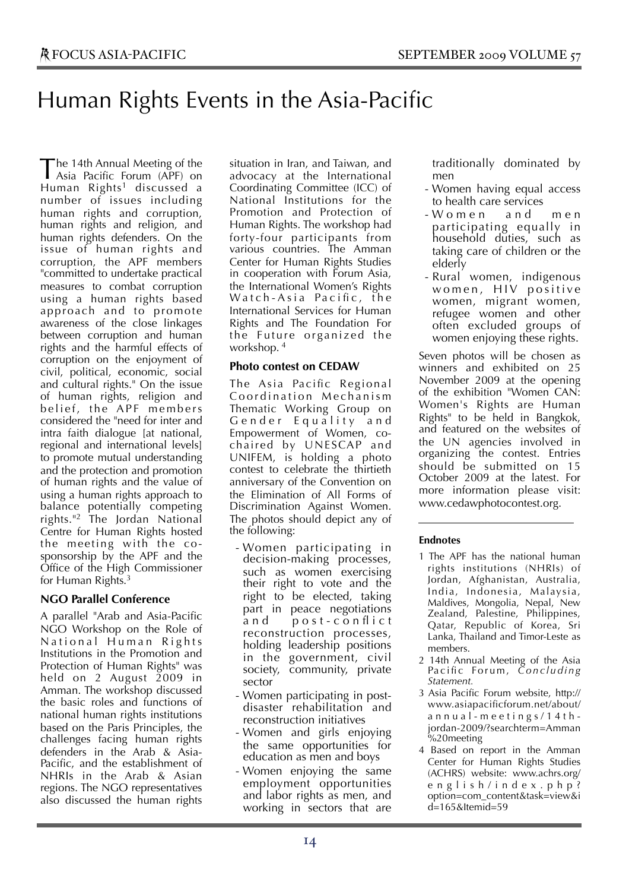// This is page 14 of 16; running header "FOCUS ASIA-PACIFIC / SEPTEMBER 2009 VOLUME 57" and page number omitted.

# Human Rights Events in the Asia-Pacific

The 14th Annual Meeting of the Asia Pacific Forum (APF) on Human Rights[1] discussed a number of issues including human rights and corruption, human rights and religion, and human rights defenders. On the issue of human rights and corruption, the APF members "committed to undertake practical measures to combat corruption using a human rights based approach and to promote awareness of the close linkages between corruption and human rights and the harmful effects of corruption on the enjoyment of civil, political, economic, social and cultural rights." On the issue of human rights, religion and belief, the APF members considered the "need for inter and intra faith dialogue [at national, regional and international levels] to promote mutual understanding and the protection and promotion of human rights and the value of using a human rights approach to balance potentially competing rights."[2] The Jordan National Centre for Human Rights hosted the meeting with the co-sponsorship by the APF and the Office of the High Commissioner for Human Rights.[3]

### NGO Parallel Conference

A parallel "Arab and Asia-Pacific NGO Workshop on the Role of National Human Rights Institutions in the Promotion and Protection of Human Rights" was held on 2 August 2009 in Amman. The workshop discussed the basic roles and functions of national human rights institutions based on the Paris Principles, the challenges facing human rights defenders in the Arab & Asia-Pacific, and the establishment of NHRIs in the Arab & Asian regions. The NGO representatives also discussed the human rights situation in Iran, and Taiwan, and advocacy at the International Coordinating Committee (ICC) of National Institutions for the Promotion and Protection of Human Rights. The workshop had forty-four participants from various countries. The Amman Center for Human Rights Studies in cooperation with Forum Asia, the International Women's Rights Watch-Asia Pacific, the International Services for Human Rights and The Foundation For the Future organized the workshop.[4]

### Photo contest on CEDAW

The Asia Pacific Regional Coordination Mechanism Thematic Working Group on Gender Equality and Empowerment of Women, co-chaired by UNESCAP and UNIFEM, is holding a photo contest to celebrate the thirtieth anniversary of the Convention on the Elimination of All Forms of Discrimination Against Women. The photos should depict any of the following:

- Women participating in decision-making processes, such as women exercising their right to vote and the right to be elected, taking part in peace negotiations and post-conflict reconstruction processes, holding leadership positions in the government, civil society, community, private sector
- Women participating in post-disaster rehabilitation and reconstruction initiatives
- Women and girls enjoying the same opportunities for education as men and boys
- Women enjoying the same employment opportunities and labor rights as men, and working in sectors that are traditionally dominated by men
- Women having equal access to health care services
- Women and men participating equally in household duties, such as taking care of children or the elderly
- Rural women, indigenous women, HIV positive women, migrant women, refugee women and other often excluded groups of women enjoying these rights.

Seven photos will be chosen as winners and exhibited on 25 November 2009 at the opening of the exhibition "Women CAN: Women's Rights are Human Rights" to be held in Bangkok, and featured on the websites of the UN agencies involved in organizing the contest. Entries should be submitted on 15 October 2009 at the latest. For more information please visit: www.cedawphotocontest.org.

---

#### Endnotes

1. The APF has the national human rights institutions (NHRIs) of Jordan, Afghanistan, Australia, India, Indonesia, Malaysia, Maldives, Mongolia, Nepal, New Zealand, Palestine, Philippines, Qatar, Republic of Korea, Sri Lanka, Thailand and Timor-Leste as members.
2. 14th Annual Meeting of the Asia Pacific Forum, *Concluding Statement.*
3. Asia Pacific Forum website, http://www.asiapacificforum.net/about/annual-meetings/14th-jordan-2009/?searchterm=Amman%20meeting
4. Based on report in the Amman Center for Human Rights Studies (ACHRS) website: www.achrs.org/english/index.php?option=com_content&task=view&id=165&Itemid=59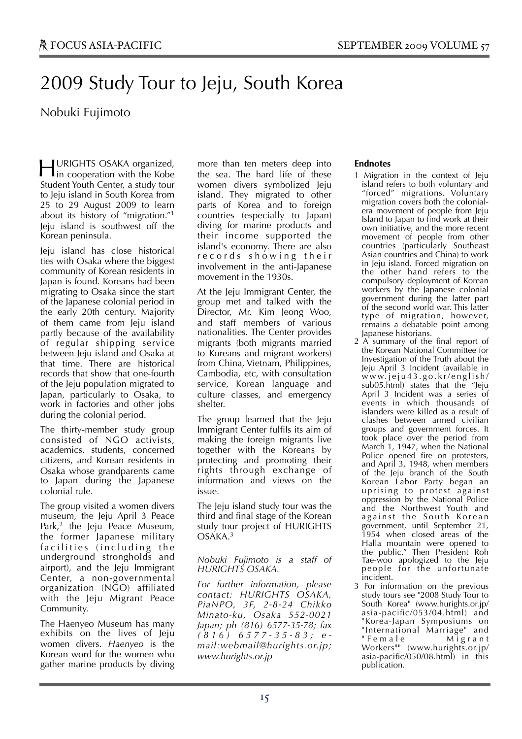# 2009 Study Tour to Jeju, South Korea

Nobuki Fujimoto

HURIGHTS OSAKA organized, in cooperation with the Kobe Student Youth Center, a study tour to Jeju island in South Korea from 25 to 29 August 2009 to learn about its history of "migration."[1] Jeju island is southwest off the Korean peninsula.

Jeju island has close historical ties with Osaka where the biggest community of Korean residents in Japan is found. Koreans had been migrating to Osaka since the start of the Japanese colonial period in the early 20th century. Majority of them came from Jeju island partly because of the availability of regular shipping service between Jeju island and Osaka at that time. There are historical records that show that one-fourth of the Jeju population migrated to Japan, particularly to Osaka, to work in factories and other jobs during the colonial period.

The thirty-member study group consisted of NGO activists, academics, students, concerned citizens, and Korean residents in Osaka whose grandparents came to Japan during the Japanese colonial rule.

The group visited a women divers museum, the Jeju April 3 Peace Park,[2] the Jeju Peace Museum, the former Japanese military facilities (including the underground strongholds and airport), and the Jeju Immigrant Center, a non-governmental organization (NGO) affiliated with the Jeju Migrant Peace Community.

The Haenyeo Museum has many exhibits on the lives of Jeju women divers. *Haenyeo* is the Korean word for the women who gather marine products by diving more than ten meters deep into the sea. The hard life of these women divers symbolized Jeju island. They migrated to other parts of Korea and to foreign countries (especially to Japan) diving for marine products and their income supported the island's economy. There are also records showing their involvement in the anti-Japanese movement in the 1930s.

At the Jeju Immigrant Center, the group met and talked with the Director, Mr. Kim Jeong Woo, and staff members of various nationalities. The Center provides migrants (both migrants married to Koreans and migrant workers) from China, Vietnam, Philippines, Cambodia, etc, with consultation service, Korean language and culture classes, and emergency shelter.

The group learned that the Jeju Immigrant Center fulfils its aim of making the foreign migrants live together with the Koreans by protecting and promoting their rights through exchange of information and views on the issue.

The Jeju island study tour was the third and final stage of the Korean study tour project of HURIGHTS OSAKA.[3]

*Nobuki Fujimoto is a staff of HURIGHTS OSAKA.*

*For further information, please contact: HURIGHTS OSAKA, PiaNPO, 3F, 2-8-24 Chikko Minato-ku, Osaka 552-0021 Japan; ph (816) 6577-35-78; fax (816) 6577-35-83; e-mail:webmail@hurights.or.jp; www.hurights.or.jp*

## Endnotes

1 Migration in the context of Jeju island refers to both voluntary and "forced" migrations. Voluntary migration covers both the colonial-era movement of people from Jeju Island to Japan to find work at their own initiative, and the more recent movement of people from other countries (particularly Southeast Asian countries and China) to work in Jeju island. Forced migration on the other hand refers to the compulsory deployment of Korean workers by the Japanese colonial government during the latter part of the second world war. This latter type of migration, however, remains a debatable point among Japanese historians.

2 A summary of the final report of the Korean National Committee for Investigation of the Truth about the Jeju April 3 Incident (available in www.jeju43.go.kr/english/sub05.html) states that the "Jeju April 3 Incident was a series of events in which thousands of islanders were killed as a result of clashes between armed civilian groups and government forces. It took place over the period from March 1, 1947, when the National Police opened fire on protesters, and April 3, 1948, when members of the Jeju branch of the South Korean Labor Party began an uprising to protest against oppression by the National Police and the Northwest Youth and against the South Korean government, until September 21, 1954 when closed areas of the Halla mountain were opened to the public." Then President Roh Tae-woo apologized to the Jeju people for the unfortunate incident.

3 For information on the previous study tours see "2008 Study Tour to South Korea" (www.hurights.or.jp/asia-pacific/053/04.html) and "Korea-Japan Symposiums on "International Marriage" and "Female Migrant Workers"" (www.hurights.or.jp/asia-pacific/050/08.html) in this publication.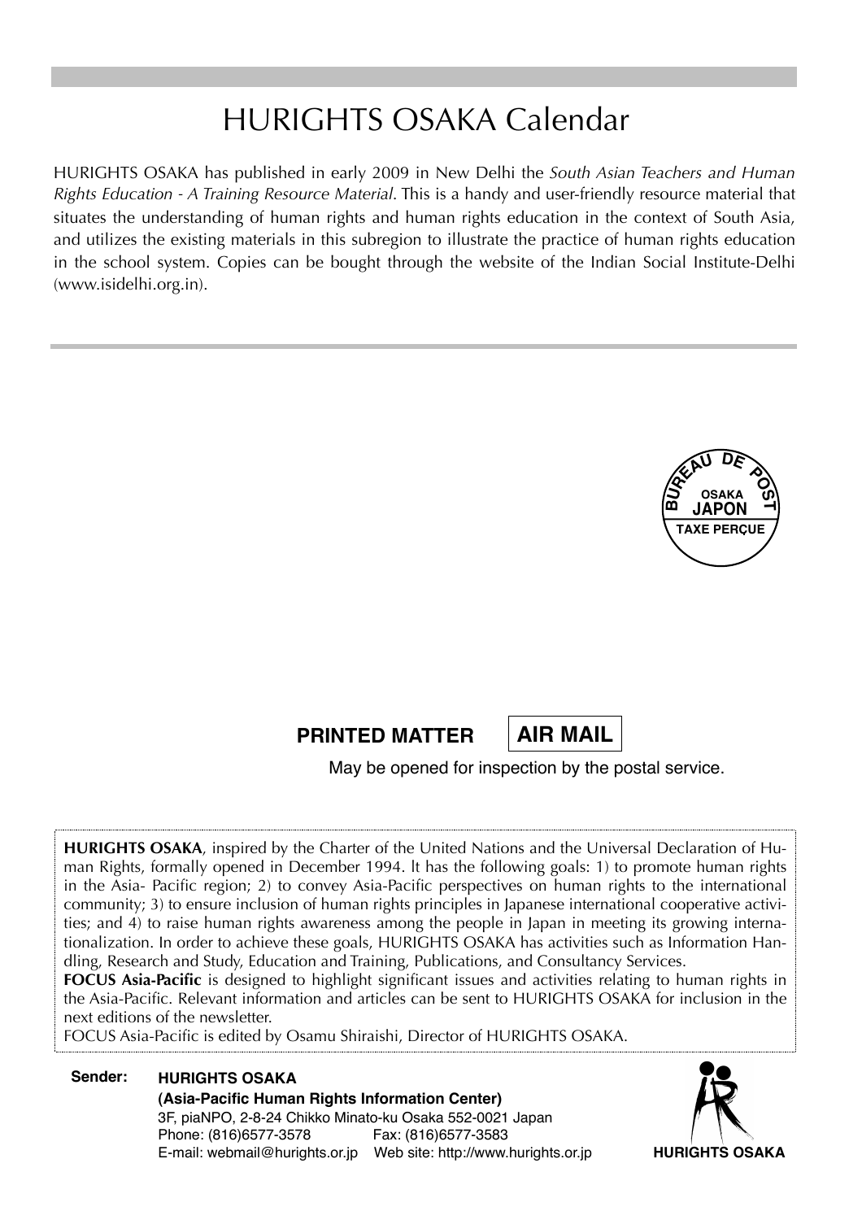# HURIGHTS OSAKA Calendar

HURIGHTS OSAKA has published in early 2009 in New Delhi the *South Asian Teachers and Human Rights Education - A Training Resource Material*. This is a handy and user-friendly resource material that situates the understanding of human rights and human rights education in the context of South Asia, and utilizes the existing materials in this subregion to illustrate the practice of human rights education in the school system. Copies can be bought through the website of the Indian Social Institute-Delhi (www.isidelhi.org.in).

BUREAU DE POST
OSAKA
JAPON
TAXE PERÇUE

**PRINTED MATTER** **AIR MAIL**

May be opened for inspection by the postal service.

**HURIGHTS OSAKA**, inspired by the Charter of the United Nations and the Universal Declaration of Human Rights, formally opened in December 1994. It has the following goals: 1) to promote human rights in the Asia- Pacific region; 2) to convey Asia-Pacific perspectives on human rights to the international community; 3) to ensure inclusion of human rights principles in Japanese international cooperative activities; and 4) to raise human rights awareness among the people in Japan in meeting its growing internationalization. In order to achieve these goals, HURIGHTS OSAKA has activities such as Information Handling, Research and Study, Education and Training, Publications, and Consultancy Services.

**FOCUS Asia-Pacific** is designed to highlight significant issues and activities relating to human rights in the Asia-Pacific. Relevant information and articles can be sent to HURIGHTS OSAKA for inclusion in the next editions of the newsletter.

FOCUS Asia-Pacific is edited by Osamu Shiraishi, Director of HURIGHTS OSAKA.

**Sender:** **HURIGHTS OSAKA**
**(Asia-Pacific Human Rights Information Center)**
3F, piaNPO, 2-8-24 Chikko Minato-ku Osaka 552-0021 Japan
Phone: (816)6577-3578 Fax: (816)6577-3583
E-mail: webmail@hurights.or.jp Web site: http://www.hurights.or.jp

**HURIGHTS OSAKA**